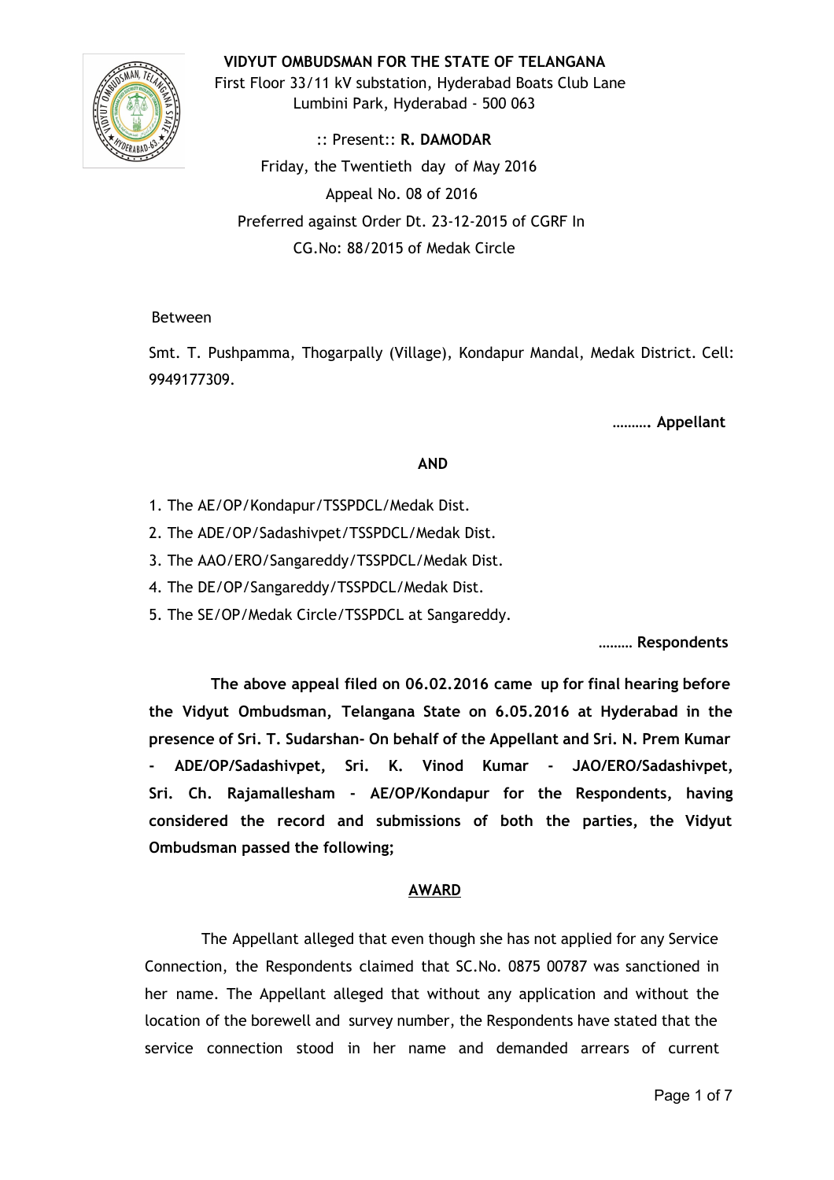**VIDYUT OMBUDSMAN FOR THE STATE OF TELANGANA**

First Floor 33/11 kV substation, Hyderabad Boats Club Lane
Lumbini Park, Hyderabad - 500 063

:: Present:: **R. DAMODAR**

Friday, the Twentieth day of May 2016

Appeal No. 08 of 2016

Preferred against Order Dt. 23-12-2015 of CGRF In CG.No: 88/2015 of Medak Circle

Between

Smt. T. Pushpamma, Thogarpally (Village), Kondapur Mandal, Medak District. Cell: 9949177309.

**………. Appellant**

**AND**

1. The AE/OP/Kondapur/TSSPDCL/Medak Dist.
2. The ADE/OP/Sadashivpet/TSSPDCL/Medak Dist.
3. The AAO/ERO/Sangareddy/TSSPDCL/Medak Dist.
4. The DE/OP/Sangareddy/TSSPDCL/Medak Dist.
5. The SE/OP/Medak Circle/TSSPDCL at Sangareddy.

**……… Respondents**

**The above appeal filed on 06.02.2016 came up for final hearing before the Vidyut Ombudsman, Telangana State on 6.05.2016 at Hyderabad in the presence of Sri. T. Sudarshan- On behalf of the Appellant and Sri. N. Prem Kumar - ADE/OP/Sadashivpet, Sri. K. Vinod Kumar - JAO/ERO/Sadashivpet, Sri. Ch. Rajamallesham - AE/OP/Kondapur for the Respondents, having considered the record and submissions of both the parties, the Vidyut Ombudsman passed the following;**

**AWARD**

The Appellant alleged that even though she has not applied for any Service Connection, the Respondents claimed that SC.No. 0875 00787 was sanctioned in her name. The Appellant alleged that without any application and without the location of the borewell and survey number, the Respondents have stated that the service connection stood in her name and demanded arrears of current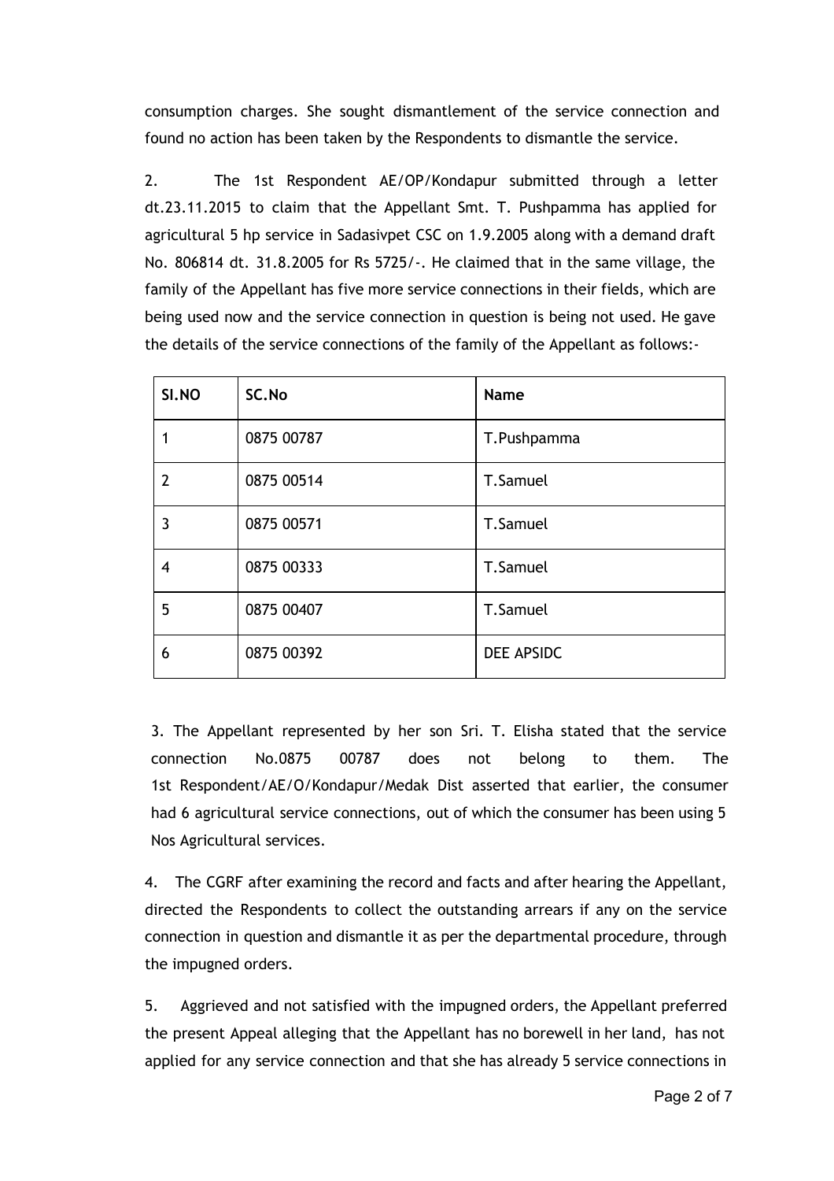consumption charges. She sought dismantlement of the service connection and found no action has been taken by the Respondents to dismantle the service.

2. The 1st Respondent AE/OP/Kondapur submitted through a letter dt.23.11.2015 to claim that the Appellant Smt. T. Pushpamma has applied for agricultural 5 hp service in Sadasivpet CSC on 1.9.2005 along with a demand draft No. 806814 dt. 31.8.2005 for Rs 5725/-. He claimed that in the same village, the family of the Appellant has five more service connections in their fields, which are being used now and the service connection in question is being not used. He gave the details of the service connections of the family of the Appellant as follows:-

| SI.NO | SC.No | Name |
|---|---|---|
| 1 | 0875 00787 | T.Pushpamma |
| 2 | 0875 00514 | T.Samuel |
| 3 | 0875 00571 | T.Samuel |
| 4 | 0875 00333 | T.Samuel |
| 5 | 0875 00407 | T.Samuel |
| 6 | 0875 00392 | DEE APSIDC |

3. The Appellant represented by her son Sri. T. Elisha stated that the service connection No.0875 00787 does not belong to them. The 1st Respondent/AE/O/Kondapur/Medak Dist asserted that earlier, the consumer had 6 agricultural service connections, out of which the consumer has been using 5 Nos Agricultural services.

4. The CGRF after examining the record and facts and after hearing the Appellant, directed the Respondents to collect the outstanding arrears if any on the service connection in question and dismantle it as per the departmental procedure, through the impugned orders.

5. Aggrieved and not satisfied with the impugned orders, the Appellant preferred the present Appeal alleging that the Appellant has no borewell in her land, has not applied for any service connection and that she has already 5 service connections in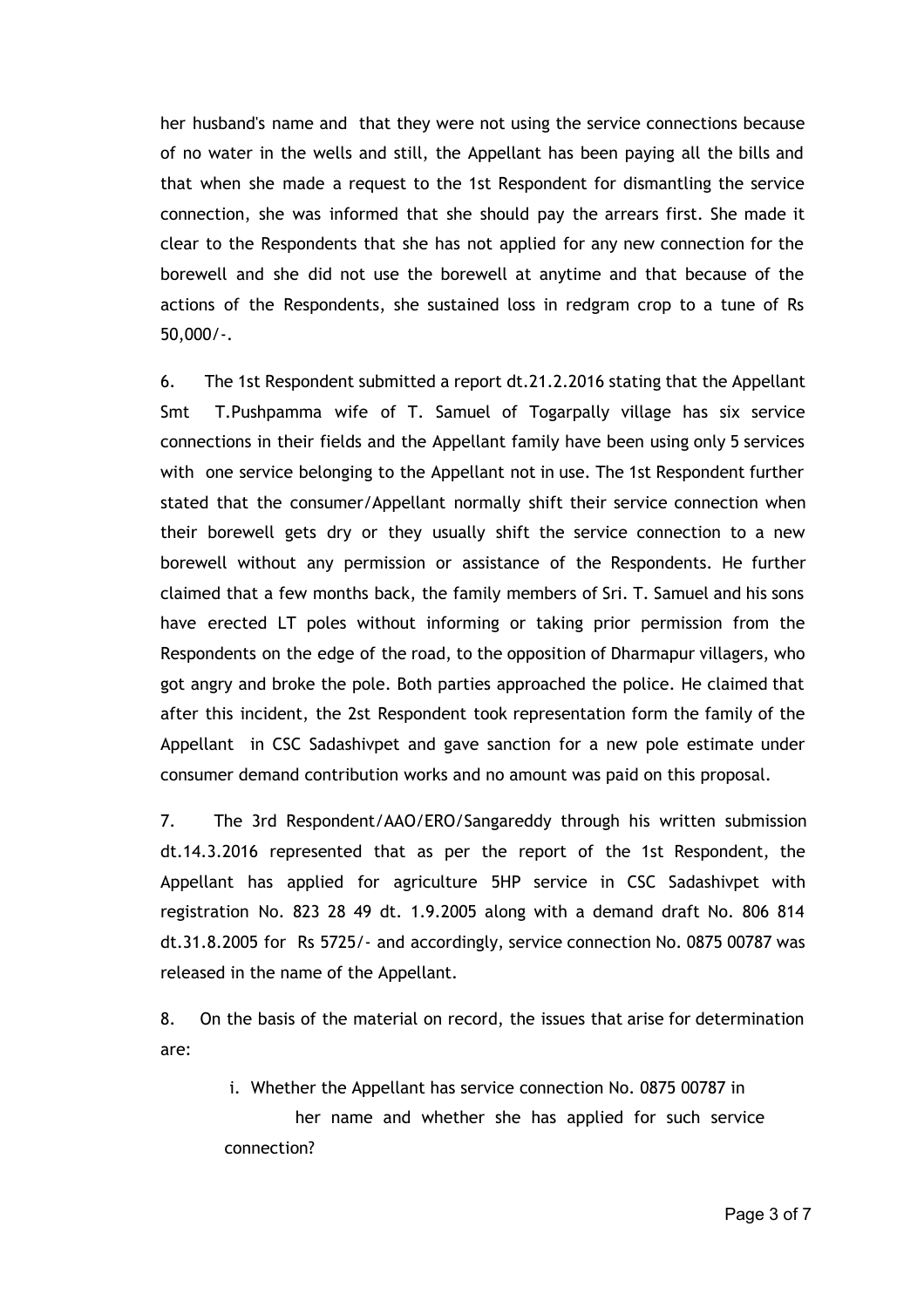her husband's name and that they were not using the service connections because of no water in the wells and still, the Appellant has been paying all the bills and that when she made a request to the 1st Respondent for dismantling the service connection, she was informed that she should pay the arrears first. She made it clear to the Respondents that she has not applied for any new connection for the borewell and she did not use the borewell at anytime and that because of the actions of the Respondents, she sustained loss in redgram crop to a tune of Rs 50,000/-.

6. The 1st Respondent submitted a report dt.21.2.2016 stating that the Appellant Smt T.Pushpamma wife of T. Samuel of Togarpally village has six service connections in their fields and the Appellant family have been using only 5 services with one service belonging to the Appellant not in use. The 1st Respondent further stated that the consumer/Appellant normally shift their service connection when their borewell gets dry or they usually shift the service connection to a new borewell without any permission or assistance of the Respondents. He further claimed that a few months back, the family members of Sri. T. Samuel and his sons have erected LT poles without informing or taking prior permission from the Respondents on the edge of the road, to the opposition of Dharmapur villagers, who got angry and broke the pole. Both parties approached the police. He claimed that after this incident, the 2st Respondent took representation form the family of the Appellant in CSC Sadashivpet and gave sanction for a new pole estimate under consumer demand contribution works and no amount was paid on this proposal.

7. The 3rd Respondent/AAO/ERO/Sangareddy through his written submission dt.14.3.2016 represented that as per the report of the 1st Respondent, the Appellant has applied for agriculture 5HP service in CSC Sadashivpet with registration No. 823 28 49 dt. 1.9.2005 along with a demand draft No. 806 814 dt.31.8.2005 for Rs 5725/- and accordingly, service connection No. 0875 00787 was released in the name of the Appellant.

8. On the basis of the material on record, the issues that arise for determination are:

i. Whether the Appellant has service connection No. 0875 00787 in her name and whether she has applied for such service connection?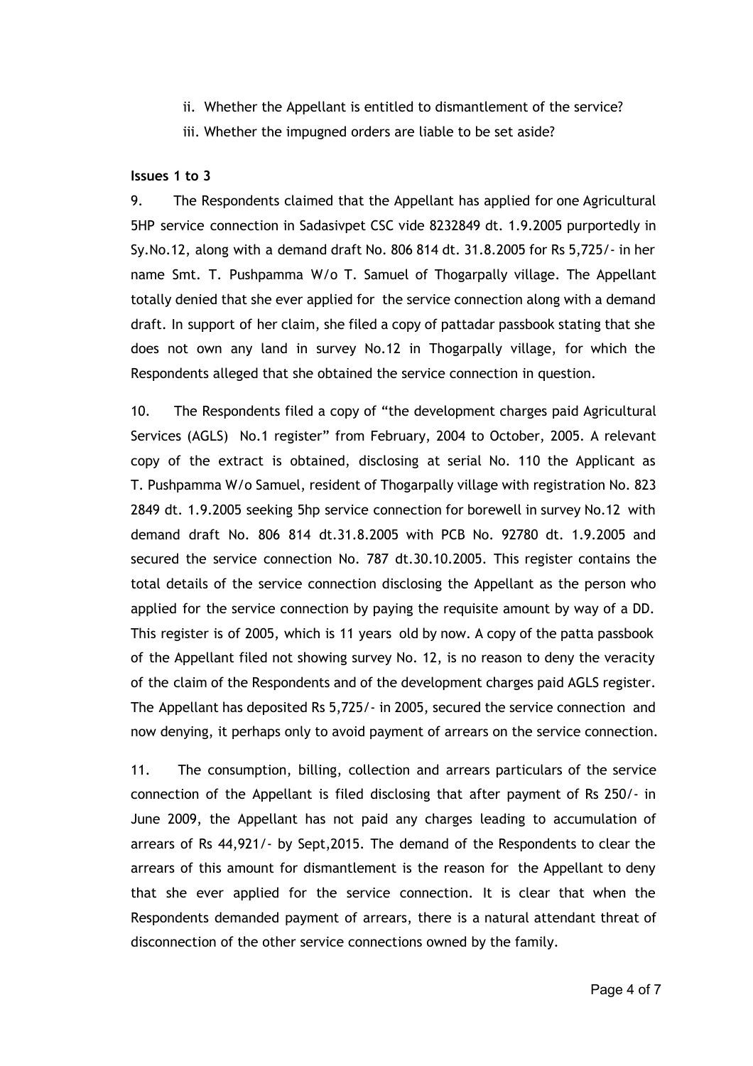ii. Whether the Appellant is entitled to dismantlement of the service?

iii. Whether the impugned orders are liable to be set aside?

**Issues 1 to 3**

9. The Respondents claimed that the Appellant has applied for one Agricultural 5HP service connection in Sadasivpet CSC vide 8232849 dt. 1.9.2005 purportedly in Sy.No.12, along with a demand draft No. 806 814 dt. 31.8.2005 for Rs 5,725/- in her name Smt. T. Pushpamma W/o T. Samuel of Thogarpally village. The Appellant totally denied that she ever applied for the service connection along with a demand draft. In support of her claim, she filed a copy of pattadar passbook stating that she does not own any land in survey No.12 in Thogarpally village, for which the Respondents alleged that she obtained the service connection in question.

10. The Respondents filed a copy of "the development charges paid Agricultural Services (AGLS) No.1 register" from February, 2004 to October, 2005. A relevant copy of the extract is obtained, disclosing at serial No. 110 the Applicant as T. Pushpamma W/o Samuel, resident of Thogarpally village with registration No. 823 2849 dt. 1.9.2005 seeking 5hp service connection for borewell in survey No.12 with demand draft No. 806 814 dt.31.8.2005 with PCB No. 92780 dt. 1.9.2005 and secured the service connection No. 787 dt.30.10.2005. This register contains the total details of the service connection disclosing the Appellant as the person who applied for the service connection by paying the requisite amount by way of a DD. This register is of 2005, which is 11 years old by now. A copy of the patta passbook of the Appellant filed not showing survey No. 12, is no reason to deny the veracity of the claim of the Respondents and of the development charges paid AGLS register. The Appellant has deposited Rs 5,725/- in 2005, secured the service connection and now denying, it perhaps only to avoid payment of arrears on the service connection.

11. The consumption, billing, collection and arrears particulars of the service connection of the Appellant is filed disclosing that after payment of Rs 250/- in June 2009, the Appellant has not paid any charges leading to accumulation of arrears of Rs 44,921/- by Sept,2015. The demand of the Respondents to clear the arrears of this amount for dismantlement is the reason for the Appellant to deny that she ever applied for the service connection. It is clear that when the Respondents demanded payment of arrears, there is a natural attendant threat of disconnection of the other service connections owned by the family.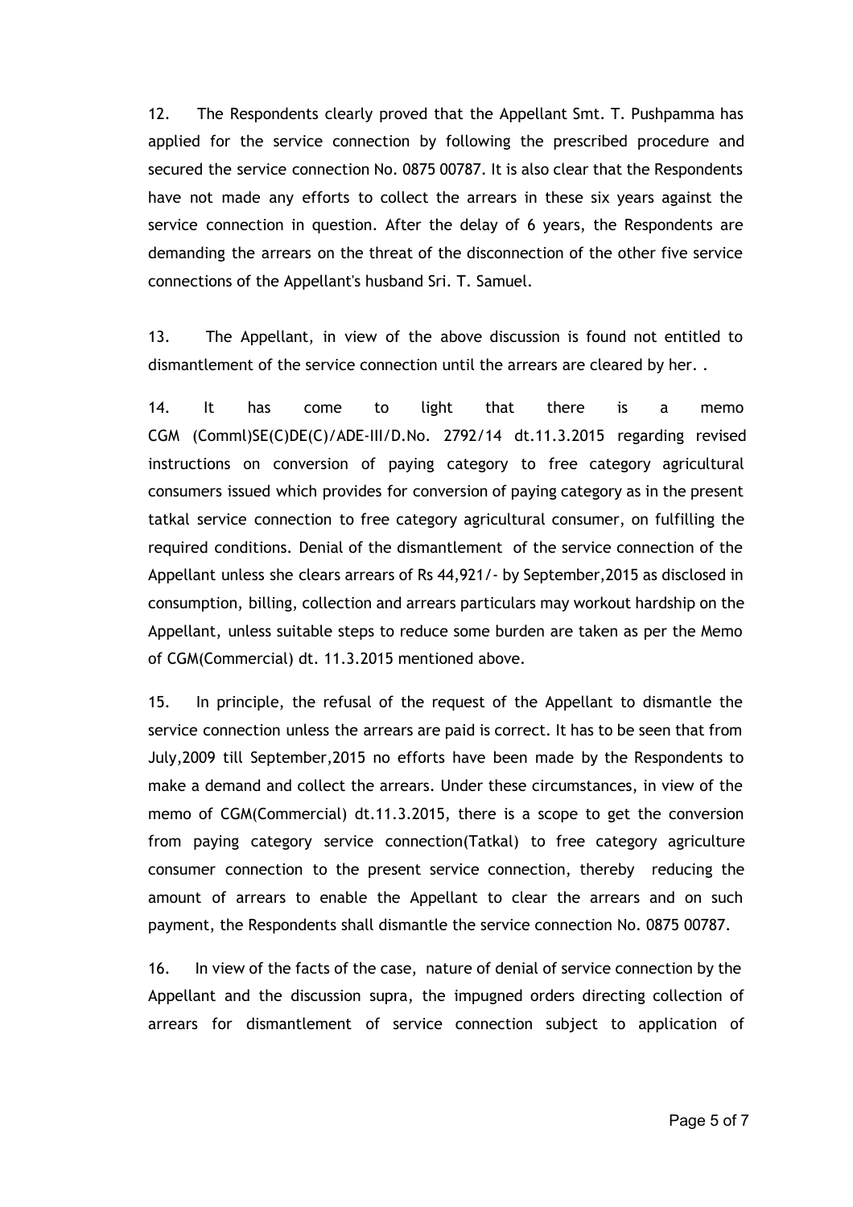12. The Respondents clearly proved that the Appellant Smt. T. Pushpamma has applied for the service connection by following the prescribed procedure and secured the service connection No. 0875 00787. It is also clear that the Respondents have not made any efforts to collect the arrears in these six years against the service connection in question. After the delay of 6 years, the Respondents are demanding the arrears on the threat of the disconnection of the other five service connections of the Appellant's husband Sri. T. Samuel.

13. The Appellant, in view of the above discussion is found not entitled to dismantlement of the service connection until the arrears are cleared by her. .

14. It has come to light that there is a memo CGM (Comml)SE(C)DE(C)/ADE-III/D.No. 2792/14 dt.11.3.2015 regarding revised instructions on conversion of paying category to free category agricultural consumers issued which provides for conversion of paying category as in the present tatkal service connection to free category agricultural consumer, on fulfilling the required conditions. Denial of the dismantlement of the service connection of the Appellant unless she clears arrears of Rs 44,921/- by September,2015 as disclosed in consumption, billing, collection and arrears particulars may workout hardship on the Appellant, unless suitable steps to reduce some burden are taken as per the Memo of CGM(Commercial) dt. 11.3.2015 mentioned above.

15. In principle, the refusal of the request of the Appellant to dismantle the service connection unless the arrears are paid is correct. It has to be seen that from July,2009 till September,2015 no efforts have been made by the Respondents to make a demand and collect the arrears. Under these circumstances, in view of the memo of CGM(Commercial) dt.11.3.2015, there is a scope to get the conversion from paying category service connection(Tatkal) to free category agriculture consumer connection to the present service connection, thereby reducing the amount of arrears to enable the Appellant to clear the arrears and on such payment, the Respondents shall dismantle the service connection No. 0875 00787.

16. In view of the facts of the case, nature of denial of service connection by the Appellant and the discussion supra, the impugned orders directing collection of arrears for dismantlement of service connection subject to application of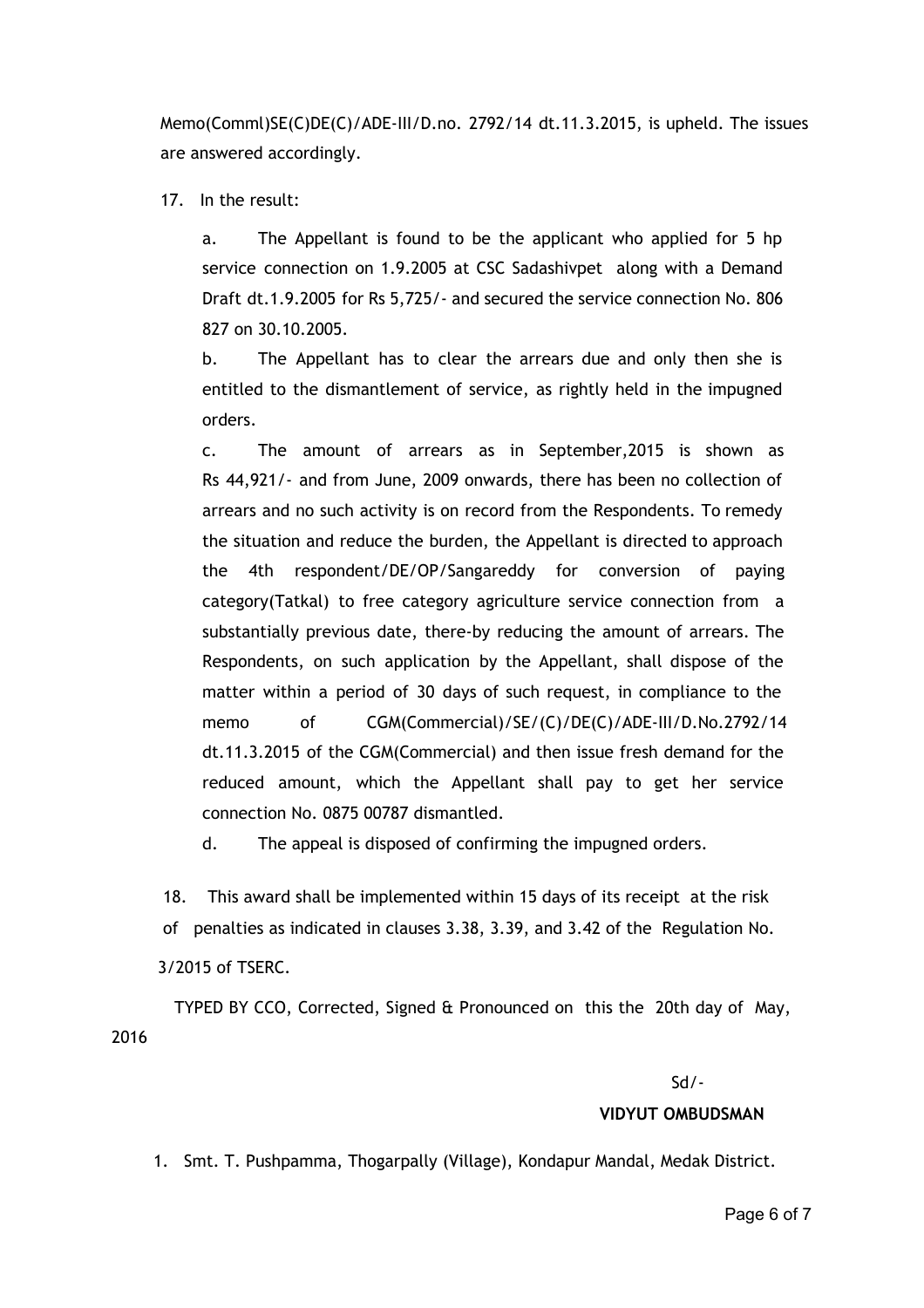Memo(Comml)SE(C)DE(C)/ADE-III/D.no. 2792/14 dt.11.3.2015, is upheld. The issues are answered accordingly.

17. In the result:

a. The Appellant is found to be the applicant who applied for 5 hp service connection on 1.9.2005 at CSC Sadashivpet along with a Demand Draft dt.1.9.2005 for Rs 5,725/- and secured the service connection No. 806 827 on 30.10.2005.

b. The Appellant has to clear the arrears due and only then she is entitled to the dismantlement of service, as rightly held in the impugned orders.

c. The amount of arrears as in September,2015 is shown as Rs 44,921/- and from June, 2009 onwards, there has been no collection of arrears and no such activity is on record from the Respondents. To remedy the situation and reduce the burden, the Appellant is directed to approach the 4th respondent/DE/OP/Sangareddy for conversion of paying category(Tatkal) to free category agriculture service connection from a substantially previous date, there-by reducing the amount of arrears. The Respondents, on such application by the Appellant, shall dispose of the matter within a period of 30 days of such request, in compliance to the memo of CGM(Commercial)/SE/(C)/DE(C)/ADE-III/D.No.2792/14 dt.11.3.2015 of the CGM(Commercial) and then issue fresh demand for the reduced amount, which the Appellant shall pay to get her service connection No. 0875 00787 dismantled.

d. The appeal is disposed of confirming the impugned orders.

18. This award shall be implemented within 15 days of its receipt at the risk of penalties as indicated in clauses 3.38, 3.39, and 3.42 of the Regulation No. 3/2015 of TSERC.

TYPED BY CCO, Corrected, Signed & Pronounced on this the 20th day of May, 2016

Sd/-

**VIDYUT OMBUDSMAN**

1. Smt. T. Pushpamma, Thogarpally (Village), Kondapur Mandal, Medak District.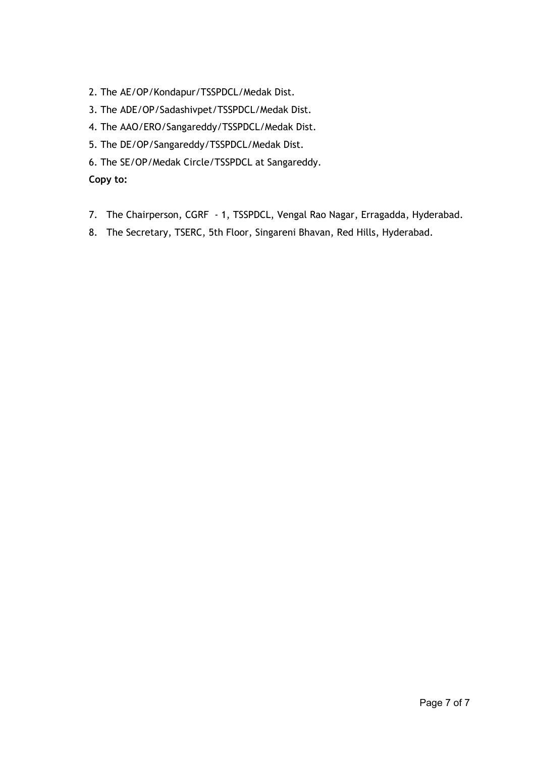2. The AE/OP/Kondapur/TSSPDCL/Medak Dist.
3. The ADE/OP/Sadashivpet/TSSPDCL/Medak Dist.
4. The AAO/ERO/Sangareddy/TSSPDCL/Medak Dist.
5. The DE/OP/Sangareddy/TSSPDCL/Medak Dist.
6. The SE/OP/Medak Circle/TSSPDCL at Sangareddy.

**Copy to:**

7. The Chairperson, CGRF - 1, TSSPDCL, Vengal Rao Nagar, Erragadda, Hyderabad.
8. The Secretary, TSERC, 5th Floor, Singareni Bhavan, Red Hills, Hyderabad.